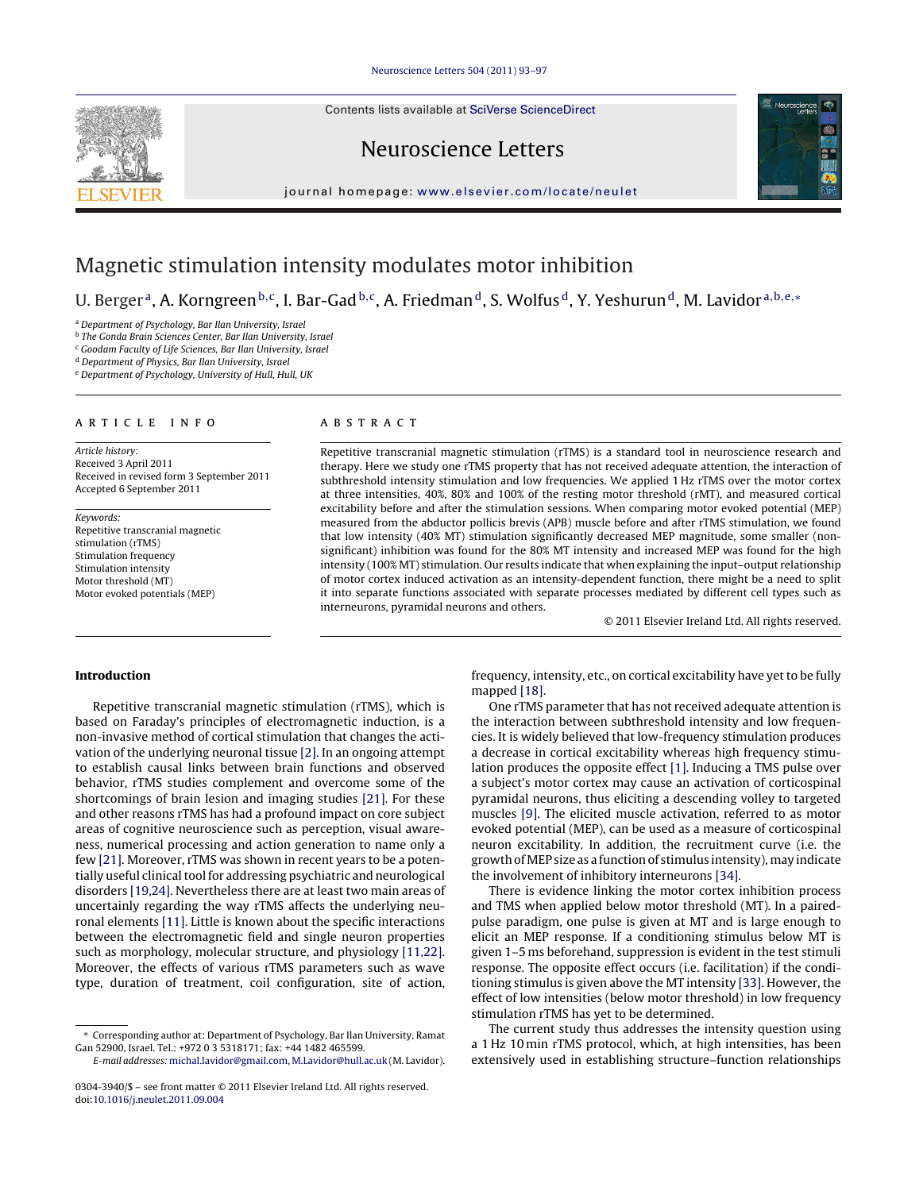# Magnetic stimulation intensity modulates motor inhibition

U. Berger[a], A. Korngreen[b,c], I. Bar-Gad[b,c], A. Friedman[d], S. Wolfus[d], Y. Yeshurun[d], M. Lavidor[a,b,e,*]

[a] Department of Psychology, Bar Ilan University, Israel
[b] The Gonda Brain Sciences Center, Bar Ilan University, Israel
[c] Goodam Faculty of Life Sciences, Bar Ilan University, Israel
[d] Department of Physics, Bar Ilan University, Israel
[e] Department of Psychology, University of Hull, Hull, UK

## ARTICLE INFO

*Article history:*
Received 3 April 2011
Received in revised form 3 September 2011
Accepted 6 September 2011

*Keywords:*
Repetitive transcranial magnetic stimulation (rTMS)
Stimulation frequency
Stimulation intensity
Motor threshold (MT)
Motor evoked potentials (MEP)

## ABSTRACT

Repetitive transcranial magnetic stimulation (rTMS) is a standard tool in neuroscience research and therapy. Here we study one rTMS property that has not received adequate attention, the interaction of subthreshold intensity stimulation and low frequencies. We applied 1 Hz rTMS over the motor cortex at three intensities, 40%, 80% and 100% of the resting motor threshold (rMT), and measured cortical excitability before and after the stimulation sessions. When comparing motor evoked potential (MEP) measured from the abductor pollicis brevis (APB) muscle before and after rTMS stimulation, we found that low intensity (40% MT) stimulation significantly decreased MEP magnitude, some smaller (non-significant) inhibition was found for the 80% MT intensity and increased MEP was found for the high intensity (100% MT) stimulation. Our results indicate that when explaining the input–output relationship of motor cortex induced activation as an intensity-dependent function, there might be a need to split it into separate functions associated with separate processes mediated by different cell types such as interneurons, pyramidal neurons and others.

© 2011 Elsevier Ireland Ltd. All rights reserved.

## Introduction

Repetitive transcranial magnetic stimulation (rTMS), which is based on Faraday's principles of electromagnetic induction, is a non-invasive method of cortical stimulation that changes the activation of the underlying neuronal tissue [2]. In an ongoing attempt to establish causal links between brain functions and observed behavior, rTMS studies complement and overcome some of the shortcomings of brain lesion and imaging studies [21]. For these and other reasons rTMS has had a profound impact on core subject areas of cognitive neuroscience such as perception, visual awareness, numerical processing and action generation to name only a few [21]. Moreover, rTMS was shown in recent years to be a potentially useful clinical tool for addressing psychiatric and neurological disorders [19,24]. Nevertheless there are at least two main areas of uncertainly regarding the way rTMS affects the underlying neuronal elements [11]. Little is known about the specific interactions between the electromagnetic field and single neuron properties such as morphology, molecular structure, and physiology [11,22]. Moreover, the effects of various rTMS parameters such as wave type, duration of treatment, coil configuration, site of action, frequency, intensity, etc., on cortical excitability have yet to be fully mapped [18].

One rTMS parameter that has not received adequate attention is the interaction between subthreshold intensity and low frequencies. It is widely believed that low-frequency stimulation produces a decrease in cortical excitability whereas high frequency stimulation produces the opposite effect [1]. Inducing a TMS pulse over a subject's motor cortex may cause an activation of corticospinal pyramidal neurons, thus eliciting a descending volley to targeted muscles [9]. The elicited muscle activation, referred to as motor evoked potential (MEP), can be used as a measure of corticospinal neuron excitability. In addition, the recruitment curve (i.e. the growth of MEP size as a function of stimulus intensity), may indicate the involvement of inhibitory interneurons [34].

There is evidence linking the motor cortex inhibition process and TMS when applied below motor threshold (MT). In a paired-pulse paradigm, one pulse is given at MT and is large enough to elicit an MEP response. If a conditioning stimulus below MT is given 1–5 ms beforehand, suppression is evident in the test stimuli response. The opposite effect occurs (i.e. facilitation) if the conditioning stimulus is given above the MT intensity [33]. However, the effect of low intensities (below motor threshold) in low frequency stimulation rTMS has yet to be determined.

The current study thus addresses the intensity question using a 1 Hz 10 min rTMS protocol, which, at high intensities, has been extensively used in establishing structure–function relationships

* Corresponding author at: Department of Psychology, Bar Ilan University, Ramat Gan 52900, Israel. Tel.: +972 0 3 5318171; fax: +44 1482 465599.
*E-mail addresses:* michal.lavidor@gmail.com, M.Lavidor@hull.ac.uk (M. Lavidor).

0304-3940/$ – see front matter © 2011 Elsevier Ireland Ltd. All rights reserved.
doi:10.1016/j.neulet.2011.09.004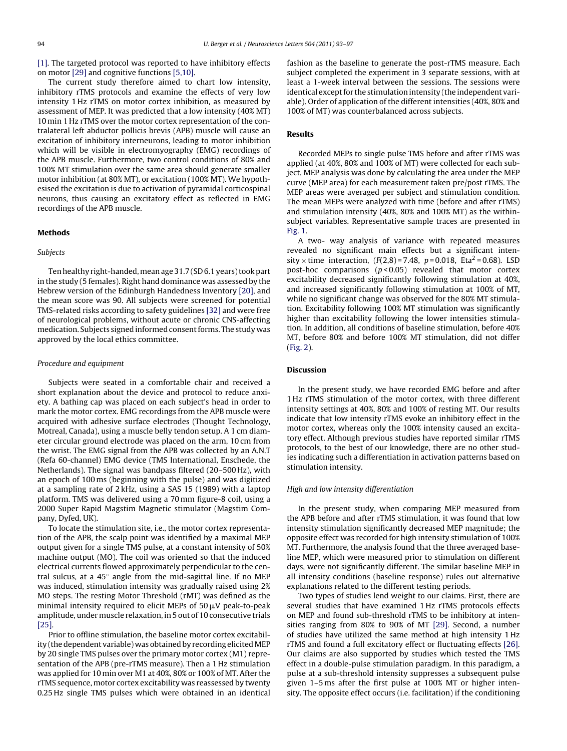[1]. The targeted protocol was reported to have inhibitory effects on motor [29] and cognitive functions [5,10].

The current study therefore aimed to chart low intensity, inhibitory rTMS protocols and examine the effects of very low intensity 1 Hz rTMS on motor cortex inhibition, as measured by assessment of MEP. It was predicted that a low intensity (40% MT) 10 min 1 Hz rTMS over the motor cortex representation of the contralateral left abductor pollicis brevis (APB) muscle will cause an excitation of inhibitory interneurons, leading to motor inhibition which will be visible in electromyography (EMG) recordings of the APB muscle. Furthermore, two control conditions of 80% and 100% MT stimulation over the same area should generate smaller motor inhibition (at 80% MT), or excitation (100% MT). We hypothesised the excitation is due to activation of pyramidal corticospinal neurons, thus causing an excitatory effect as reflected in EMG recordings of the APB muscle.

## Methods

### *Subjects*

Ten healthy right-handed, mean age 31.7 (SD 6.1 years) took part in the study (5 females). Right hand dominance was assessed by the Hebrew version of the Edinburgh Handedness Inventory [20], and the mean score was 90. All subjects were screened for potential TMS-related risks according to safety guidelines [32] and were free of neurological problems, without acute or chronic CNS-affecting medication. Subjects signed informed consent forms. The study was approved by the local ethics committee.

### *Procedure and equipment*

Subjects were seated in a comfortable chair and received a short explanation about the device and protocol to reduce anxiety. A bathing cap was placed on each subject's head in order to mark the motor cortex. EMG recordings from the APB muscle were acquired with adhesive surface electrodes (Thought Technology, Motreal, Canada), using a muscle belly tendon setup. A 1 cm diameter circular ground electrode was placed on the arm, 10 cm from the wrist. The EMG signal from the APB was collected by an A.N.T (Refa 60-channel) EMG device (TMS International, Enschede, the Netherlands). The signal was bandpass filtered (20–500 Hz), with an epoch of 100 ms (beginning with the pulse) and was digitized at a sampling rate of 2 kHz, using a SAS 15 (1989) with a laptop platform. TMS was delivered using a 70 mm figure-8 coil, using a 2000 Super Rapid Magstim Magnetic stimulator (Magstim Company, Dyfed, UK).

To locate the stimulation site, i.e., the motor cortex representation of the APB, the scalp point was identified by a maximal MEP output given for a single TMS pulse, at a constant intensity of 50% machine output (MO). The coil was oriented so that the induced electrical currents flowed approximately perpendicular to the central sulcus, at a 45° angle from the mid-sagittal line. If no MEP was induced, stimulation intensity was gradually raised using 2% MO steps. The resting Motor Threshold (rMT) was defined as the minimal intensity required to elicit MEPs of 50 μV peak-to-peak amplitude, under muscle relaxation, in 5 out of 10 consecutive trials [25].

Prior to offline stimulation, the baseline motor cortex excitability (the dependent variable) was obtained by recording elicited MEP by 20 single TMS pulses over the primary motor cortex (M1) representation of the APB (pre-rTMS measure). Then a 1 Hz stimulation was applied for 10 min over M1 at 40%, 80% or 100% of MT. After the rTMS sequence, motor cortex excitability was reassessed by twenty 0.25 Hz single TMS pulses which were obtained in an identical fashion as the baseline to generate the post-rTMS measure. Each subject completed the experiment in 3 separate sessions, with at least a 1-week interval between the sessions. The sessions were identical except for the stimulation intensity (the independent variable). Order of application of the different intensities (40%, 80% and 100% of MT) was counterbalanced across subjects.

## Results

Recorded MEPs to single pulse TMS before and after rTMS was applied (at 40%, 80% and 100% of MT) were collected for each subject. MEP analysis was done by calculating the area under the MEP curve (MEP area) for each measurement taken pre/post rTMS. The MEP areas were averaged per subject and stimulation condition. The mean MEPs were analyzed with time (before and after rTMS) and stimulation intensity (40%, 80% and 100% MT) as the within-subject variables. Representative sample traces are presented in Fig. 1.

A two- way analysis of variance with repeated measures revealed no significant main effects but a significant intensity × time interaction, ($F(2,8) = 7.48$, $p = 0.018$, $\text{Eta}^2 = 0.68$). LSD post-hoc comparisons ($p < 0.05$) revealed that motor cortex excitability decreased significantly following stimulation at 40%, and increased significantly following stimulation at 100% of MT, while no significant change was observed for the 80% MT stimulation. Excitability following 100% MT stimulation was significantly higher than excitability following the lower intensities stimulation. In addition, all conditions of baseline stimulation, before 40% MT, before 80% and before 100% MT stimulation, did not differ (Fig. 2).

## Discussion

In the present study, we have recorded EMG before and after 1 Hz rTMS stimulation of the motor cortex, with three different intensity settings at 40%, 80% and 100% of resting MT. Our results indicate that low intensity rTMS evoke an inhibitory effect in the motor cortex, whereas only the 100% intensity caused an excitatory effect. Although previous studies have reported similar rTMS protocols, to the best of our knowledge, there are no other studies indicating such a differentiation in activation patterns based on stimulation intensity.

### *High and low intensity differentiation*

In the present study, when comparing MEP measured from the APB before and after rTMS stimulation, it was found that low intensity stimulation significantly decreased MEP magnitude; the opposite effect was recorded for high intensity stimulation of 100% MT. Furthermore, the analysis found that the three averaged baseline MEP, which were measured prior to stimulation on different days, were not significantly different. The similar baseline MEP in all intensity conditions (baseline response) rules out alternative explanations related to the different testing periods.

Two types of studies lend weight to our claims. First, there are several studies that have examined 1 Hz rTMS protocols effects on MEP and found sub-threshold rTMS to be inhibitory at intensities ranging from 80% to 90% of MT [29]. Second, a number of studies have utilized the same method at high intensity 1 Hz rTMS and found a full excitatory effect or fluctuating effects [26]. Our claims are also supported by studies which tested the TMS effect in a double-pulse stimulation paradigm. In this paradigm, a pulse at a sub-threshold intensity suppresses a subsequent pulse given 1–5 ms after the first pulse at 100% MT or higher intensity. The opposite effect occurs (i.e. facilitation) if the conditioning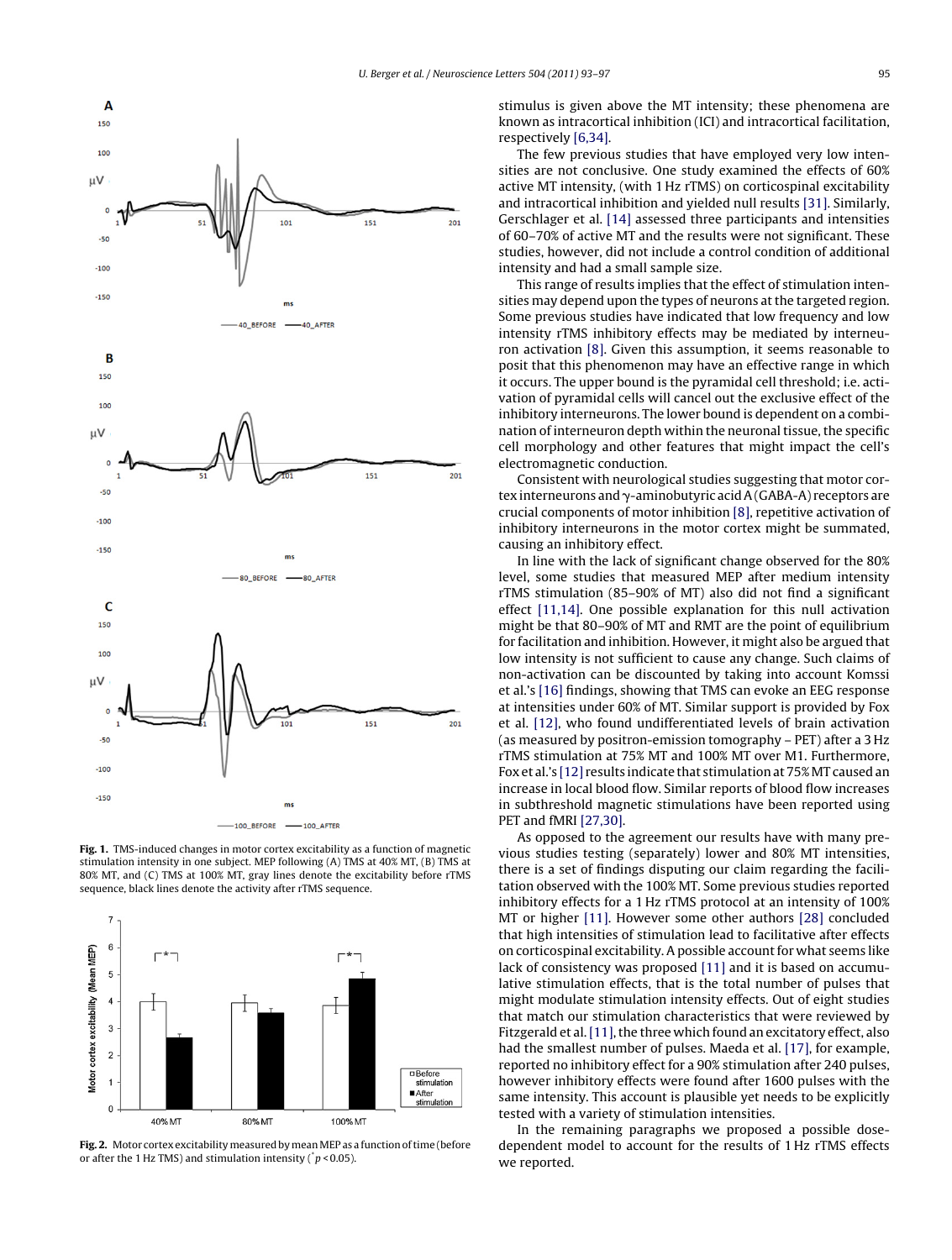Fig. 1. TMS-induced changes in motor cortex excitability as a function of magnetic stimulation intensity in one subject. MEP following (A) TMS at 40% MT, (B) TMS at 80% MT, and (C) TMS at 100% MT, gray lines denote the excitability before rTMS sequence, black lines denote the activity after rTMS sequence.

Fig. 2. Motor cortex excitability measured by mean MEP as a function of time (before or after the 1 Hz TMS) and stimulation intensity (* $p < 0.05$).

stimulus is given above the MT intensity; these phenomena are known as intracortical inhibition (ICI) and intracortical facilitation, respectively [6,34].

The few previous studies that have employed very low intensities are not conclusive. One study examined the effects of 60% active MT intensity, (with 1 Hz rTMS) on corticospinal excitability and intracortical inhibition and yielded null results [31]. Similarly, Gerschlager et al. [14] assessed three participants and intensities of 60–70% of active MT and the results were not significant. These studies, however, did not include a control condition of additional intensity and had a small sample size.

This range of results implies that the effect of stimulation intensities may depend upon the types of neurons at the targeted region. Some previous studies have indicated that low frequency and low intensity rTMS inhibitory effects may be mediated by interneuron activation [8]. Given this assumption, it seems reasonable to posit that this phenomenon may have an effective range in which it occurs. The upper bound is the pyramidal cell threshold; i.e. activation of pyramidal cells will cancel out the exclusive effect of the inhibitory interneurons. The lower bound is dependent on a combination of interneuron depth within the neuronal tissue, the specific cell morphology and other features that might impact the cell's electromagnetic conduction.

Consistent with neurological studies suggesting that motor cortex interneurons and γ-aminobutyric acid A (GABA-A) receptors are crucial components of motor inhibition [8], repetitive activation of inhibitory interneurons in the motor cortex might be summated, causing an inhibitory effect.

In line with the lack of significant change observed for the 80% level, some studies that measured MEP after medium intensity rTMS stimulation (85–90% of MT) also did not find a significant effect [11,14]. One possible explanation for this null activation might be that 80–90% of MT and RMT are the point of equilibrium for facilitation and inhibition. However, it might also be argued that low intensity is not sufficient to cause any change. Such claims of non-activation can be discounted by taking into account Komssi et al.'s [16] findings, showing that TMS can evoke an EEG response at intensities under 60% of MT. Similar support is provided by Fox et al. [12], who found undifferentiated levels of brain activation (as measured by positron-emission tomography – PET) after a 3 Hz rTMS stimulation at 75% MT and 100% MT over M1. Furthermore, Fox et al.'s [12] results indicate that stimulation at 75% MT caused an increase in local blood flow. Similar reports of blood flow increases in subthreshold magnetic stimulations have been reported using PET and fMRI [27,30].

As opposed to the agreement our results have with many previous studies testing (separately) lower and 80% MT intensities, there is a set of findings disputing our claim regarding the facilitation observed with the 100% MT. Some previous studies reported inhibitory effects for a 1 Hz rTMS protocol at an intensity of 100% MT or higher [11]. However some other authors [28] concluded that high intensities of stimulation lead to facilitative after effects on corticospinal excitability. A possible account for what seems like lack of consistency was proposed [11] and it is based on accumulative stimulation effects, that is the total number of pulses that might modulate stimulation intensity effects. Out of eight studies that match our stimulation characteristics that were reviewed by Fitzgerald et al. [11], the three which found an excitatory effect, also had the smallest number of pulses. Maeda et al. [17], for example, reported no inhibitory effect for a 90% stimulation after 240 pulses, however inhibitory effects were found after 1600 pulses with the same intensity. This account is plausible yet needs to be explicitly tested with a variety of stimulation intensities.

In the remaining paragraphs we proposed a possible dose-dependent model to account for the results of 1 Hz rTMS effects we reported.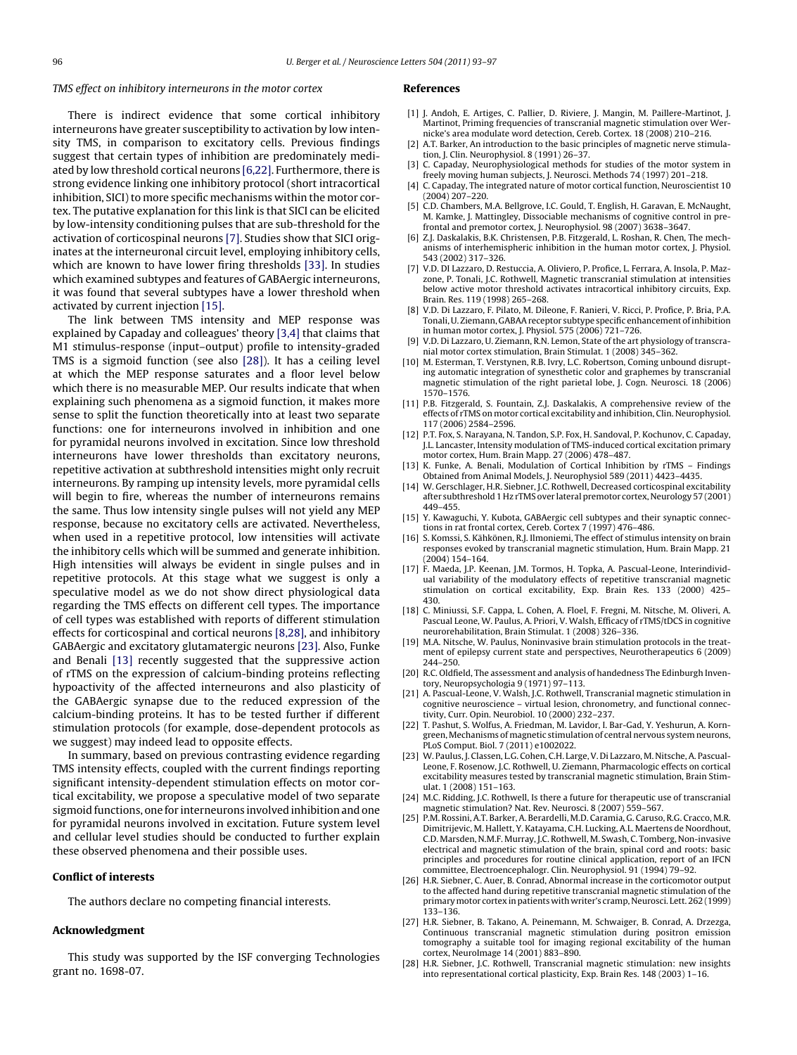*TMS effect on inhibitory interneurons in the motor cortex*

There is indirect evidence that some cortical inhibitory interneurons have greater susceptibility to activation by low intensity TMS, in comparison to excitatory cells. Previous findings suggest that certain types of inhibition are predominately mediated by low threshold cortical neurons [6,22]. Furthermore, there is strong evidence linking one inhibitory protocol (short intracortical inhibition, SICI) to more specific mechanisms within the motor cortex. The putative explanation for this link is that SICI can be elicited by low-intensity conditioning pulses that are sub-threshold for the activation of corticospinal neurons [7]. Studies show that SICI originates at the interneuronal circuit level, employing inhibitory cells, which are known to have lower firing thresholds [33]. In studies which examined subtypes and features of GABAergic interneurons, it was found that several subtypes have a lower threshold when activated by current injection [15].

The link between TMS intensity and MEP response was explained by Capaday and colleagues' theory [3,4] that claims that M1 stimulus-response (input–output) profile to intensity-graded TMS is a sigmoid function (see also [28]). It has a ceiling level at which the MEP response saturates and a floor level below which there is no measurable MEP. Our results indicate that when explaining such phenomena as a sigmoid function, it makes more sense to split the function theoretically into at least two separate functions: one for interneurons involved in inhibition and one for pyramidal neurons involved in excitation. Since low threshold interneurons have lower thresholds than excitatory neurons, repetitive activation at subthreshold intensities might only recruit interneurons. By ramping up intensity levels, more pyramidal cells will begin to fire, whereas the number of interneurons remains the same. Thus low intensity single pulses will not yield any MEP response, because no excitatory cells are activated. Nevertheless, when used in a repetitive protocol, low intensities will activate the inhibitory cells which will be summed and generate inhibition. High intensities will always be evident in single pulses and in repetitive protocols. At this stage what we suggest is only a speculative model as we do not show direct physiological data regarding the TMS effects on different cell types. The importance of cell types was established with reports of different stimulation effects for corticospinal and cortical neurons [8,28], and inhibitory GABAergic and excitatory glutamatergic neurons [23]. Also, Funke and Benali [13] recently suggested that the suppressive action of rTMS on the expression of calcium-binding proteins reflecting hypoactivity of the affected interneurons and also plasticity of the GABAergic synapse due to the reduced expression of the calcium-binding proteins. It has to be tested further if different stimulation protocols (for example, dose-dependent protocols as we suggest) may indeed lead to opposite effects.

In summary, based on previous contrasting evidence regarding TMS intensity effects, coupled with the current findings reporting significant intensity-dependent stimulation effects on motor cortical excitability, we propose a speculative model of two separate sigmoid functions, one for interneurons involved inhibition and one for pyramidal neurons involved in excitation. Future system level and cellular level studies should be conducted to further explain these observed phenomena and their possible uses.

## Conflict of interests

The authors declare no competing financial interests.

## Acknowledgment

This study was supported by the ISF converging Technologies grant no. 1698-07.

## References

[1] J. Andoh, E. Artiges, C. Pallier, D. Riviere, J. Mangin, M. Paillere-Martinot, J. Martinot, Priming frequencies of transcranial magnetic stimulation over Wernicke's area modulate word detection, Cereb. Cortex. 18 (2008) 210–216.

[2] A.T. Barker, An introduction to the basic principles of magnetic nerve stimulation, J. Clin. Neurophysiol. 8 (1991) 26–37.

[3] C. Capaday, Neurophysiological methods for studies of the motor system in freely moving human subjects, J. Neurosci. Methods 74 (1997) 201–218.

[4] C. Capaday, The integrated nature of motor cortical function, Neuroscientist 10 (2004) 207–220.

[5] C.D. Chambers, M.A. Bellgrove, I.C. Gould, T. English, H. Garavan, E. McNaught, M. Kamke, J. Mattingley, Dissociable mechanisms of cognitive control in prefrontal and premotor cortex, J. Neurophysiol. 98 (2007) 3638–3647.

[6] Z.J. Daskalakis, B.K. Christensen, P.B. Fitzgerald, L. Roshan, R. Chen, The mechanisms of interhemispheric inhibition in the human motor cortex, J. Physiol. 543 (2002) 317–326.

[7] V.D. Di Lazzaro, D. Restuccia, A. Oliviero, P. Profice, L. Ferrara, A. Insola, P. Mazzone, P. Tonali, J.C. Rothwell, Magnetic transcranial stimulation at intensities below active motor threshold activates intracortical inhibitory circuits, Exp. Brain. Res. 119 (1998) 265–268.

[8] V.D. Di Lazzaro, F. Pilato, M. Dileone, F. Ranieri, V. Ricci, P. Profice, P. Bria, P.A. Tonali, U. Ziemann, GABAA receptor subtype specific enhancement of inhibition in human motor cortex, J. Physiol. 575 (2006) 721–726.

[9] V.D. Di Lazzaro, U. Ziemann, R.N. Lemon, State of the art physiology of transcranial motor cortex stimulation, Brain Stimulat. 1 (2008) 345–362.

[10] M. Esterman, T. Verstynen, R.B. Ivry, L.C. Robertson, Coming unbound disrupting automatic integration of synesthetic color and graphemes by transcranial magnetic stimulation of the right parietal lobe, J. Cogn. Neurosci. 18 (2006) 1570–1576.

[11] P.B. Fitzgerald, S. Fountain, Z.J. Daskalakis, A comprehensive review of the effects of rTMS on motor cortical excitability and inhibition, Clin. Neurophysiol. 117 (2006) 2584–2596.

[12] P.T. Fox, S. Narayana, N. Tandon, S.P. Fox, H. Sandoval, P. Kochunov, C. Capaday, J.L. Lancaster, Intensity modulation of TMS-induced cortical excitation primary motor cortex, Hum. Brain Mapp. 27 (2006) 478–487.

[13] K. Funke, A. Benali, Modulation of Cortical Inhibition by rTMS – Findings Obtained from Animal Models, J. Neurophysiol 589 (2011) 4423–4435.

[14] W. Gerschlager, H.R. Siebner, J.C. Rothwell, Decreased corticospinal excitability after subthreshold 1 Hz rTMS over lateral premotor cortex, Neurology 57 (2001) 449–455.

[15] Y. Kawaguchi, Y. Kubota, GABAergic cell subtypes and their synaptic connections in rat frontal cortex, Cereb. Cortex 7 (1997) 476–486.

[16] S. Komssi, S. Kähkönen, R.J. Ilmoniemi, The effect of stimulus intensity on brain responses evoked by transcranial magnetic stimulation, Hum. Brain Mapp. 21 (2004) 154–164.

[17] F. Maeda, J.P. Keenan, J.M. Tormos, H. Topka, A. Pascual-Leone, Interindividual variability of the modulatory effects of repetitive transcranial magnetic stimulation on cortical excitability, Exp. Brain Res. 133 (2000) 425–430.

[18] C. Miniussi, S.F. Cappa, L. Cohen, A. Floel, F. Fregni, M. Nitsche, M. Oliveri, A. Pascual Leone, W. Paulus, A. Priori, V. Walsh, Efficacy of rTMS/tDCS in cognitive neurorehabilitation, Brain Stimulat. 1 (2008) 326–336.

[19] M.A. Nitsche, W. Paulus, Noninvasive brain stimulation protocols in the treatment of epilepsy current state and perspectives, Neurotherapeutics 6 (2009) 244–250.

[20] R.C. Oldfield, The assessment and analysis of handedness The Edinburgh Inventory, Neuropsychologia 9 (1971) 97–113.

[21] A. Pascual-Leone, V. Walsh, J.C. Rothwell, Transcranial magnetic stimulation in cognitive neuroscience – virtual lesion, chronometry, and functional connectivity, Curr. Opin. Neurobiol. 10 (2000) 232–237.

[22] T. Pashut, S. Wolfus, A. Friedman, M. Lavidor, I. Bar-Gad, Y. Yeshurun, A. Korngreen, Mechanisms of magnetic stimulation of central nervous system neurons, PLoS Comput. Biol. 7 (2011) e1002022.

[23] W. Paulus, J. Classen, L.G. Cohen, C.H. Large, V. Di Lazzaro, M. Nitsche, A. Pascual-Leone, F. Rosenow, J.C. Rothwell, U. Ziemann, Pharmacologic effects on cortical excitability measures tested by transcranial magnetic stimulation, Brain Stimulat. 1 (2008) 151–163.

[24] M.C. Ridding, J.C. Rothwell, Is there a future for therapeutic use of transcranial magnetic stimulation? Nat. Rev. Neurosci. 8 (2007) 559–567.

[25] P.M. Rossini, A.T. Barker, A. Berardelli, M.D. Caramia, G. Caruso, R.G. Cracco, M.R. Dimitrijevic, M. Hallett, Y. Katayama, C.H. Lucking, A.L. Maertens de Noordhout, C.D. Marsden, N.M.F. Murray, J.C. Rothwell, M. Swash, C. Tomberg, Non-invasive electrical and magnetic stimulation of the brain, spinal cord and roots: basic principles and procedures for routine clinical application, report of an IFCN committee, Electroencephalogr. Clin. Neurophysiol. 91 (1994) 79–92.

[26] H.R. Siebner, C. Auer, B. Conrad, Abnormal increase in the corticomotor output to the affected hand during repetitive transcranial magnetic stimulation of the primary motor cortex in patients with writer's cramp, Neurosci. Lett. 262 (1999) 133–136.

[27] H.R. Siebner, B. Takano, A. Peinemann, M. Schwaiger, B. Conrad, A. Drzezga, Continuous transcranial magnetic stimulation during positron emission tomography a suitable tool for imaging regional excitability of the human cortex, NeuroImage 14 (2001) 883–890.

[28] H.R. Siebner, J.C. Rothwell, Transcranial magnetic stimulation: new insights into representational cortical plasticity, Exp. Brain Res. 148 (2003) 1–16.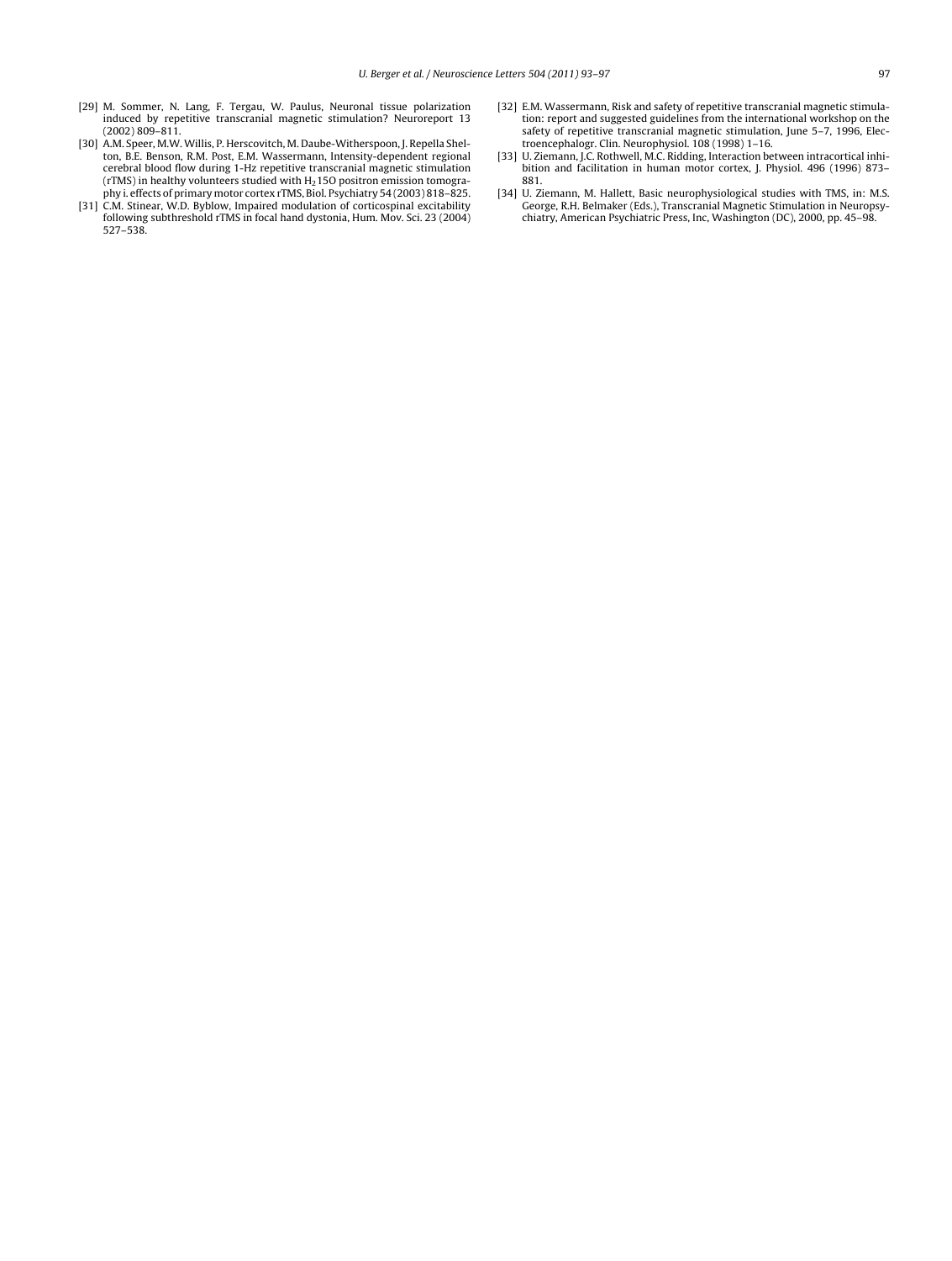[29] M. Sommer, N. Lang, F. Tergau, W. Paulus, Neuronal tissue polarization induced by repetitive transcranial magnetic stimulation? Neuroreport 13 (2002) 809–811.

[30] A.M. Speer, M.W. Willis, P. Herscovitch, M. Daube-Witherspoon, J. Repella Shelton, B.E. Benson, R.M. Post, E.M. Wassermann, Intensity-dependent regional cerebral blood flow during 1-Hz repetitive transcranial magnetic stimulation (rTMS) in healthy volunteers studied with $H_2$15O positron emission tomography i. effects of primary motor cortex rTMS, Biol. Psychiatry 54 (2003) 818–825.

[31] C.M. Stinear, W.D. Byblow, Impaired modulation of corticospinal excitability following subthreshold rTMS in focal hand dystonia, Hum. Mov. Sci. 23 (2004) 527–538.

[32] E.M. Wassermann, Risk and safety of repetitive transcranial magnetic stimulation: report and suggested guidelines from the international workshop on the safety of repetitive transcranial magnetic stimulation, June 5–7, 1996, Electroencephalogr. Clin. Neurophysiol. 108 (1998) 1–16.

[33] U. Ziemann, J.C. Rothwell, M.C. Ridding, Interaction between intracortical inhibition and facilitation in human motor cortex, J. Physiol. 496 (1996) 873–881.

[34] U. Ziemann, M. Hallett, Basic neurophysiological studies with TMS, in: M.S. George, R.H. Belmaker (Eds.), Transcranial Magnetic Stimulation in Neuropsychiatry, American Psychiatric Press, Inc, Washington (DC), 2000, pp. 45–98.